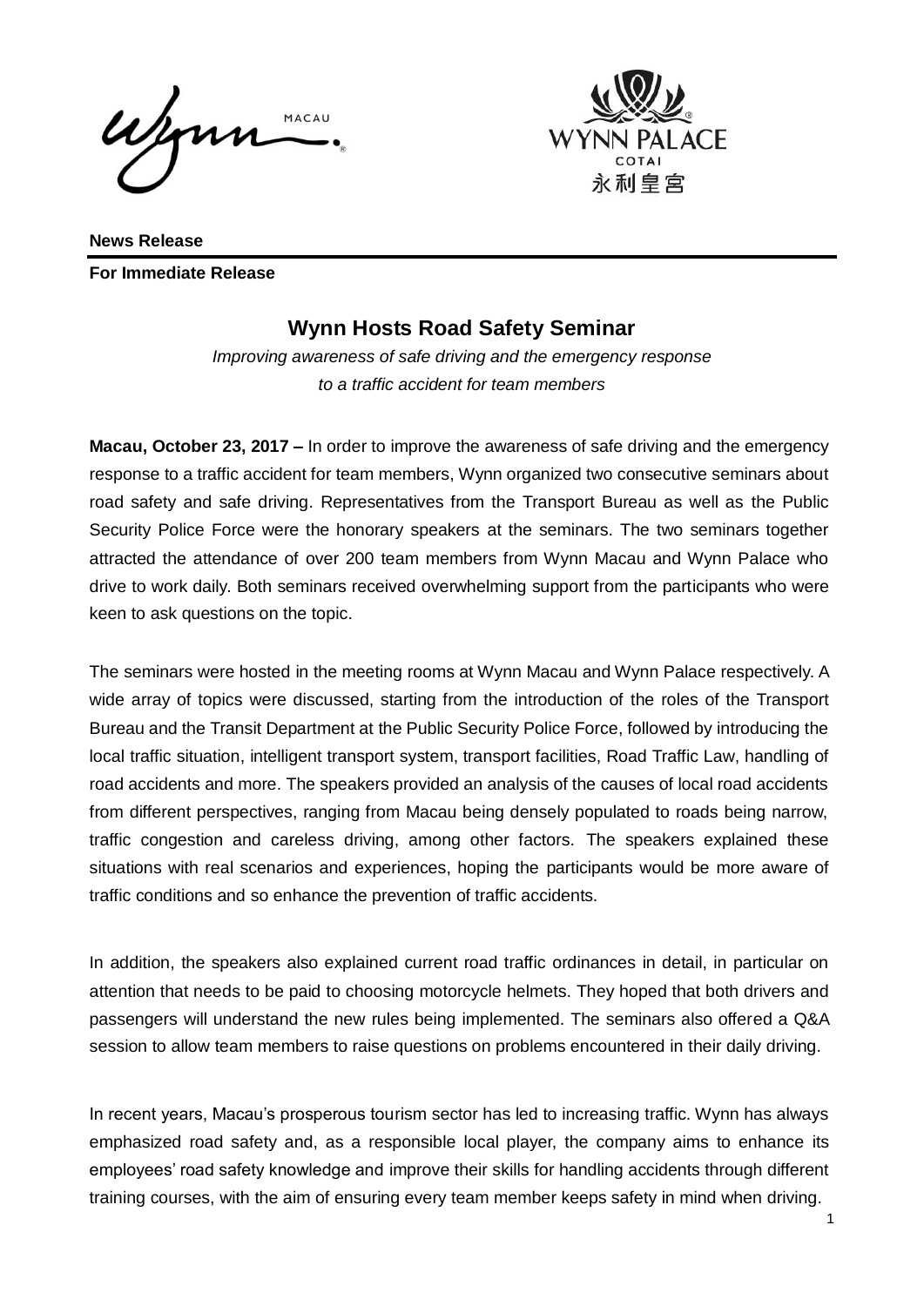**News Release**

**For Immediate Release**

# Wynn Hosts Road Safety Seminar

*Improving awareness of safe driving and the emergency response to a traffic accident for team members*

**Macau, October 23, 2017 –** In order to improve the awareness of safe driving and the emergency response to a traffic accident for team members, Wynn organized two consecutive seminars about road safety and safe driving. Representatives from the Transport Bureau as well as the Public Security Police Force were the honorary speakers at the seminars. The two seminars together attracted the attendance of over 200 team members from Wynn Macau and Wynn Palace who drive to work daily. Both seminars received overwhelming support from the participants who were keen to ask questions on the topic.

The seminars were hosted in the meeting rooms at Wynn Macau and Wynn Palace respectively. A wide array of topics were discussed, starting from the introduction of the roles of the Transport Bureau and the Transit Department at the Public Security Police Force, followed by introducing the local traffic situation, intelligent transport system, transport facilities, Road Traffic Law, handling of road accidents and more. The speakers provided an analysis of the causes of local road accidents from different perspectives, ranging from Macau being densely populated to roads being narrow, traffic congestion and careless driving, among other factors. The speakers explained these situations with real scenarios and experiences, hoping the participants would be more aware of traffic conditions and so enhance the prevention of traffic accidents.

In addition, the speakers also explained current road traffic ordinances in detail, in particular on attention that needs to be paid to choosing motorcycle helmets. They hoped that both drivers and passengers will understand the new rules being implemented. The seminars also offered a Q&A session to allow team members to raise questions on problems encountered in their daily driving.

In recent years, Macau's prosperous tourism sector has led to increasing traffic. Wynn has always emphasized road safety and, as a responsible local player, the company aims to enhance its employees' road safety knowledge and improve their skills for handling accidents through different training courses, with the aim of ensuring every team member keeps safety in mind when driving.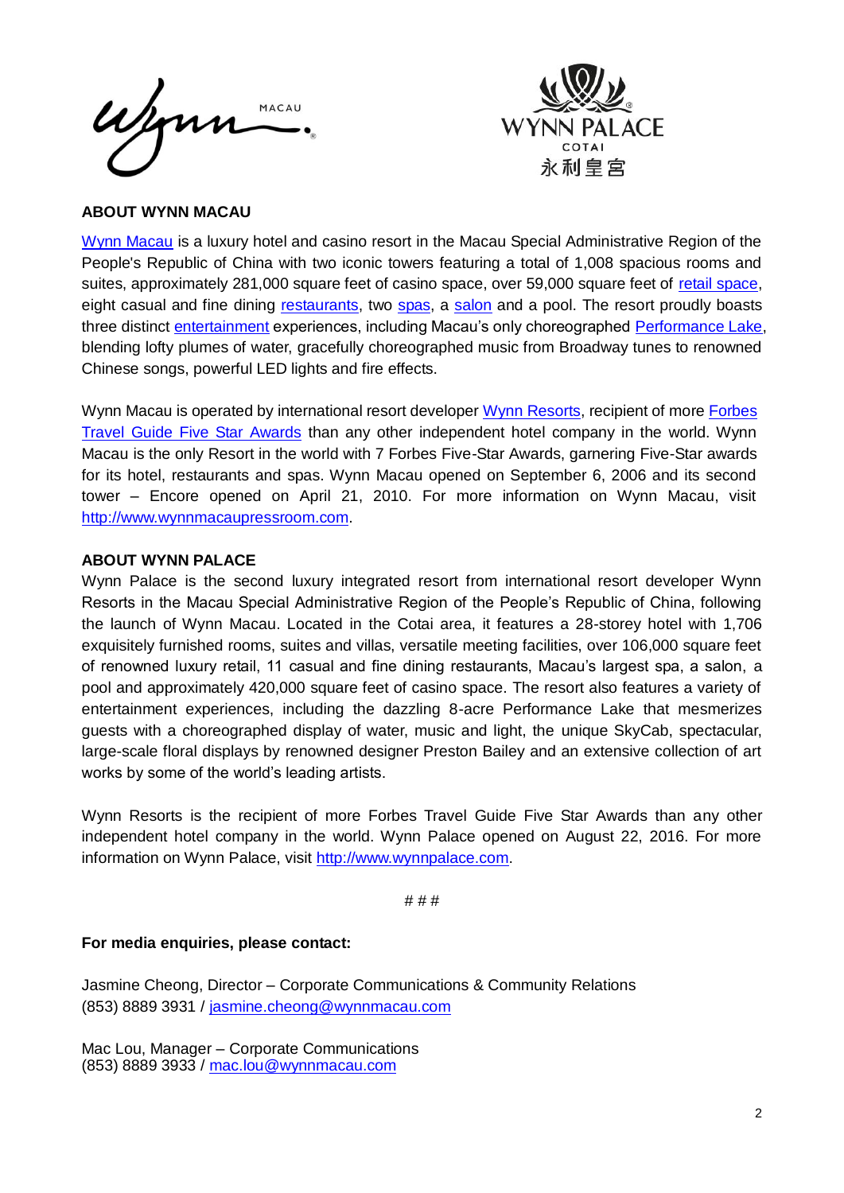## ABOUT WYNN MACAU

Wynn Macau is a luxury hotel and casino resort in the Macau Special Administrative Region of the People's Republic of China with two iconic towers featuring a total of 1,008 spacious rooms and suites, approximately 281,000 square feet of casino space, over 59,000 square feet of retail space, eight casual and fine dining restaurants, two spas, a salon and a pool. The resort proudly boasts three distinct entertainment experiences, including Macau's only choreographed Performance Lake, blending lofty plumes of water, gracefully choreographed music from Broadway tunes to renowned Chinese songs, powerful LED lights and fire effects.

Wynn Macau is operated by international resort developer Wynn Resorts, recipient of more Forbes Travel Guide Five Star Awards than any other independent hotel company in the world. Wynn Macau is the only Resort in the world with 7 Forbes Five-Star Awards, garnering Five-Star awards for its hotel, restaurants and spas. Wynn Macau opened on September 6, 2006 and its second tower – Encore opened on April 21, 2010. For more information on Wynn Macau, visit http://www.wynnmacaupressroom.com.

## ABOUT WYNN PALACE

Wynn Palace is the second luxury integrated resort from international resort developer Wynn Resorts in the Macau Special Administrative Region of the People's Republic of China, following the launch of Wynn Macau. Located in the Cotai area, it features a 28-storey hotel with 1,706 exquisitely furnished rooms, suites and villas, versatile meeting facilities, over 106,000 square feet of renowned luxury retail, 11 casual and fine dining restaurants, Macau's largest spa, a salon, a pool and approximately 420,000 square feet of casino space. The resort also features a variety of entertainment experiences, including the dazzling 8-acre Performance Lake that mesmerizes guests with a choreographed display of water, music and light, the unique SkyCab, spectacular, large-scale floral displays by renowned designer Preston Bailey and an extensive collection of art works by some of the world's leading artists.

Wynn Resorts is the recipient of more Forbes Travel Guide Five Star Awards than any other independent hotel company in the world. Wynn Palace opened on August 22, 2016. For more information on Wynn Palace, visit http://www.wynnpalace.com.

# # #

**For media enquiries, please contact:**

Jasmine Cheong, Director – Corporate Communications & Community Relations
(853) 8889 3931 / jasmine.cheong@wynnmacau.com

Mac Lou, Manager – Corporate Communications
(853) 8889 3933 / mac.lou@wynnmacau.com